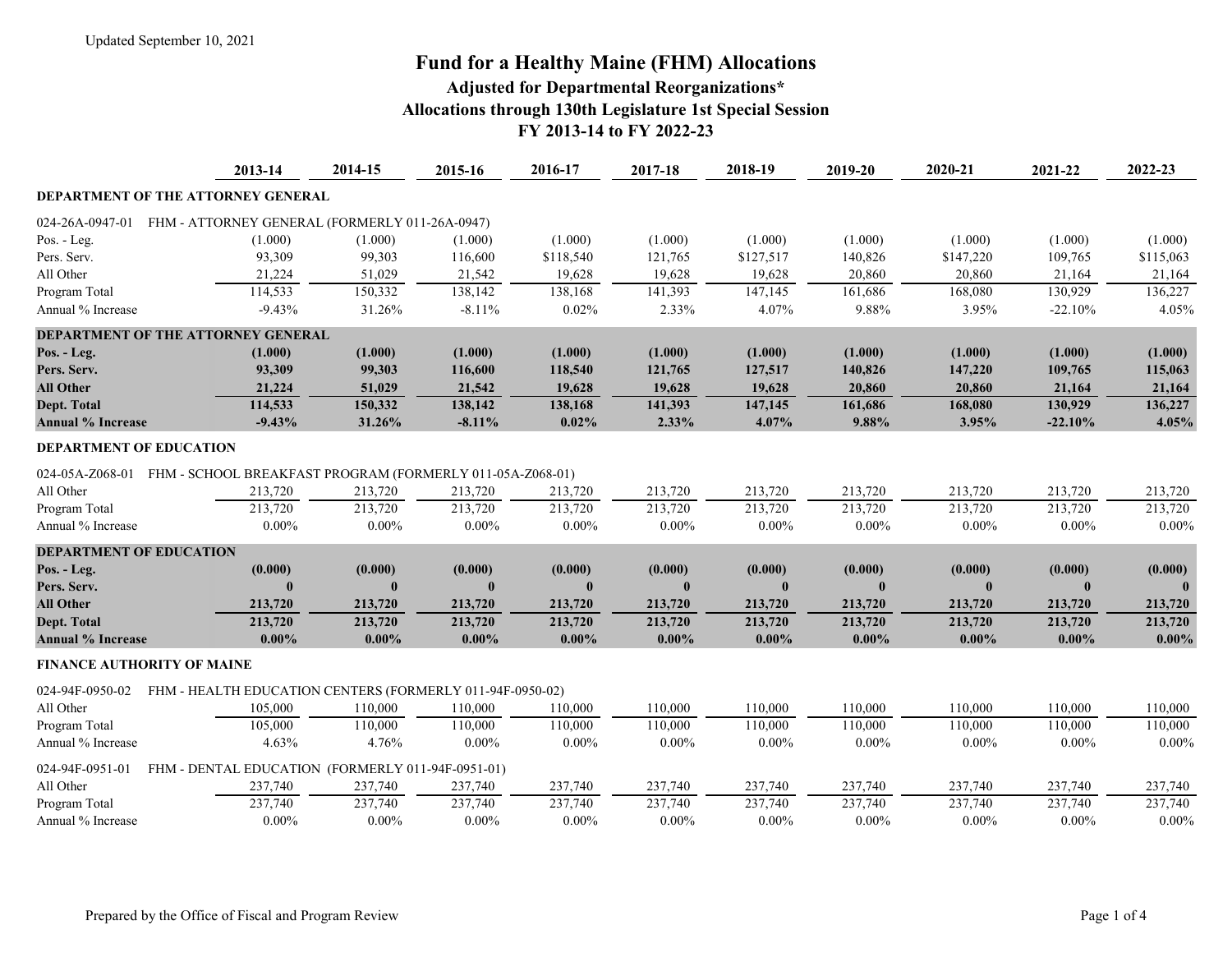Updated September 10, 2021

# Fund for a Healthy Maine (FHM) Allocations

## Adjusted for Departmental Reorganizations*

## Allocations through 130th Legislature 1st Special Session

## FY 2013-14 to FY 2022-23

| | 2013-14 | 2014-15 | 2015-16 | 2016-17 | 2017-18 | 2018-19 | 2019-20 | 2020-21 | 2021-22 | 2022-23 |
|---|---|---|---|---|---|---|---|---|---|---|
| **DEPARTMENT OF THE ATTORNEY GENERAL** | | | | | | | | | | |
| 024-26A-0947-01 FHM - ATTORNEY GENERAL (FORMERLY 011-26A-0947) | | | | | | | | | | |
| Pos. - Leg. | (1.000) | (1.000) | (1.000) | (1.000) | (1.000) | (1.000) | (1.000) | (1.000) | (1.000) | (1.000) |
| Pers. Serv. | 93,309 | 99,303 | 116,600 | $118,540 | 121,765 | $127,517 | 140,826 | $147,220 | 109,765 | $115,063 |
| All Other | 21,224 | 51,029 | 21,542 | 19,628 | 19,628 | 19,628 | 20,860 | 20,860 | 21,164 | 21,164 |
| Program Total | 114,533 | 150,332 | 138,142 | 138,168 | 141,393 | 147,145 | 161,686 | 168,080 | 130,929 | 136,227 |
| Annual % Increase | -9.43% | 31.26% | -8.11% | 0.02% | 2.33% | 4.07% | 9.88% | 3.95% | -22.10% | 4.05% |
| **DEPARTMENT OF THE ATTORNEY GENERAL** | | | | | | | | | | |
| **Pos. - Leg.** | **(1.000)** | **(1.000)** | **(1.000)** | **(1.000)** | **(1.000)** | **(1.000)** | **(1.000)** | **(1.000)** | **(1.000)** | **(1.000)** |
| **Pers. Serv.** | **93,309** | **99,303** | **116,600** | **118,540** | **121,765** | **127,517** | **140,826** | **147,220** | **109,765** | **115,063** |
| **All Other** | **21,224** | **51,029** | **21,542** | **19,628** | **19,628** | **19,628** | **20,860** | **20,860** | **21,164** | **21,164** |
| **Dept. Total** | **114,533** | **150,332** | **138,142** | **138,168** | **141,393** | **147,145** | **161,686** | **168,080** | **130,929** | **136,227** |
| **Annual % Increase** | **-9.43%** | **31.26%** | **-8.11%** | **0.02%** | **2.33%** | **4.07%** | **9.88%** | **3.95%** | **-22.10%** | **4.05%** |
| **DEPARTMENT OF EDUCATION** | | | | | | | | | | |
| 024-05A-Z068-01 FHM - SCHOOL BREAKFAST PROGRAM (FORMERLY 011-05A-Z068-01) | | | | | | | | | | |
| All Other | 213,720 | 213,720 | 213,720 | 213,720 | 213,720 | 213,720 | 213,720 | 213,720 | 213,720 | 213,720 |
| Program Total | 213,720 | 213,720 | 213,720 | 213,720 | 213,720 | 213,720 | 213,720 | 213,720 | 213,720 | 213,720 |
| Annual % Increase | 0.00% | 0.00% | 0.00% | 0.00% | 0.00% | 0.00% | 0.00% | 0.00% | 0.00% | 0.00% |
| **DEPARTMENT OF EDUCATION** | | | | | | | | | | |
| **Pos. - Leg.** | **(0.000)** | **(0.000)** | **(0.000)** | **(0.000)** | **(0.000)** | **(0.000)** | **(0.000)** | **(0.000)** | **(0.000)** | **(0.000)** |
| **Pers. Serv.** | **0** | **0** | **0** | **0** | **0** | **0** | **0** | **0** | **0** | **0** |
| **All Other** | **213,720** | **213,720** | **213,720** | **213,720** | **213,720** | **213,720** | **213,720** | **213,720** | **213,720** | **213,720** |
| **Dept. Total** | **213,720** | **213,720** | **213,720** | **213,720** | **213,720** | **213,720** | **213,720** | **213,720** | **213,720** | **213,720** |
| **Annual % Increase** | **0.00%** | **0.00%** | **0.00%** | **0.00%** | **0.00%** | **0.00%** | **0.00%** | **0.00%** | **0.00%** | **0.00%** |
| **FINANCE AUTHORITY OF MAINE** | | | | | | | | | | |
| 024-94F-0950-02 FHM - HEALTH EDUCATION CENTERS (FORMERLY 011-94F-0950-02) | | | | | | | | | | |
| All Other | 105,000 | 110,000 | 110,000 | 110,000 | 110,000 | 110,000 | 110,000 | 110,000 | 110,000 | 110,000 |
| Program Total | 105,000 | 110,000 | 110,000 | 110,000 | 110,000 | 110,000 | 110,000 | 110,000 | 110,000 | 110,000 |
| Annual % Increase | 4.63% | 4.76% | 0.00% | 0.00% | 0.00% | 0.00% | 0.00% | 0.00% | 0.00% | 0.00% |
| 024-94F-0951-01 FHM - DENTAL EDUCATION (FORMERLY 011-94F-0951-01) | | | | | | | | | | |
| All Other | 237,740 | 237,740 | 237,740 | 237,740 | 237,740 | 237,740 | 237,740 | 237,740 | 237,740 | 237,740 |
| Program Total | 237,740 | 237,740 | 237,740 | 237,740 | 237,740 | 237,740 | 237,740 | 237,740 | 237,740 | 237,740 |
| Annual % Increase | 0.00% | 0.00% | 0.00% | 0.00% | 0.00% | 0.00% | 0.00% | 0.00% | 0.00% | 0.00% |

Prepared by the Office of Fiscal and Program Review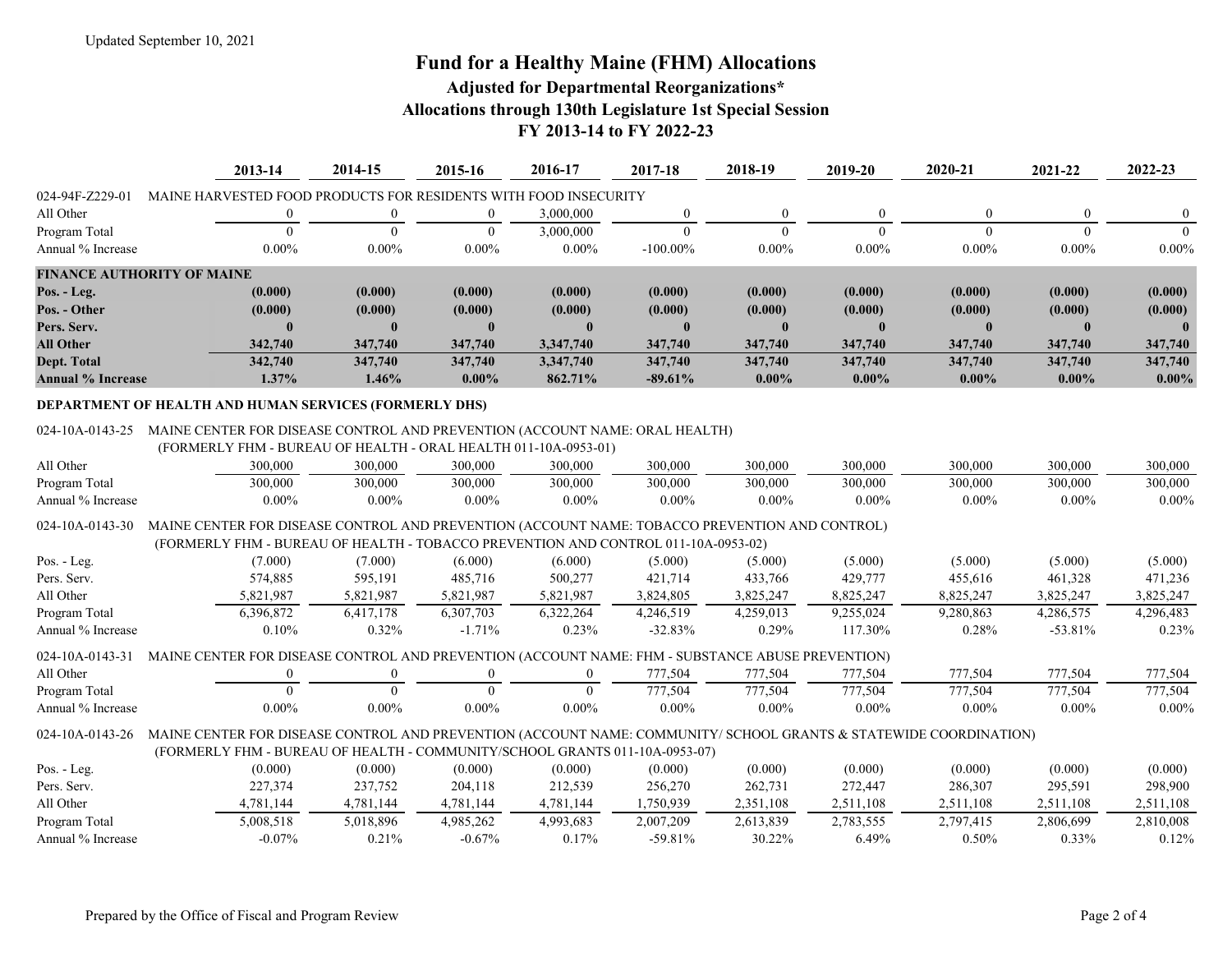Updated September 10, 2021

# Fund for a Healthy Maine (FHM) Allocations

## Adjusted for Departmental Reorganizations*

## Allocations through 130th Legislature 1st Special Session

## FY 2013-14 to FY 2022-23

| | 2013-14 | 2014-15 | 2015-16 | 2016-17 | 2017-18 | 2018-19 | 2019-20 | 2020-21 | 2021-22 | 2022-23 |
|---|---|---|---|---|---|---|---|---|---|---|
| 024-94F-Z229-01 MAINE HARVESTED FOOD PRODUCTS FOR RESIDENTS WITH FOOD INSECURITY | | | | | | | | | | |
| All Other | 0 | 0 | 0 | 3,000,000 | 0 | 0 | 0 | 0 | 0 | 0 |
| Program Total | 0 | 0 | 0 | 3,000,000 | 0 | 0 | 0 | 0 | 0 | 0 |
| Annual % Increase | 0.00% | 0.00% | 0.00% | 0.00% | -100.00% | 0.00% | 0.00% | 0.00% | 0.00% | 0.00% |
| **FINANCE AUTHORITY OF MAINE** | | | | | | | | | | |
| **Pos. - Leg.** | **(0.000)** | **(0.000)** | **(0.000)** | **(0.000)** | **(0.000)** | **(0.000)** | **(0.000)** | **(0.000)** | **(0.000)** | **(0.000)** |
| **Pos. - Other** | **(0.000)** | **(0.000)** | **(0.000)** | **(0.000)** | **(0.000)** | **(0.000)** | **(0.000)** | **(0.000)** | **(0.000)** | **(0.000)** |
| **Pers. Serv.** | **0** | **0** | **0** | **0** | **0** | **0** | **0** | **0** | **0** | **0** |
| **All Other** | **342,740** | **347,740** | **347,740** | **3,347,740** | **347,740** | **347,740** | **347,740** | **347,740** | **347,740** | **347,740** |
| **Dept. Total** | **342,740** | **347,740** | **347,740** | **3,347,740** | **347,740** | **347,740** | **347,740** | **347,740** | **347,740** | **347,740** |
| **Annual % Increase** | **1.37%** | **1.46%** | **0.00%** | **862.71%** | **-89.61%** | **0.00%** | **0.00%** | **0.00%** | **0.00%** | **0.00%** |
| **DEPARTMENT OF HEALTH AND HUMAN SERVICES (FORMERLY DHS)** | | | | | | | | | | |
| 024-10A-0143-25 MAINE CENTER FOR DISEASE CONTROL AND PREVENTION (ACCOUNT NAME: ORAL HEALTH) (FORMERLY FHM - BUREAU OF HEALTH - ORAL HEALTH 011-10A-0953-01) | | | | | | | | | | |
| All Other | 300,000 | 300,000 | 300,000 | 300,000 | 300,000 | 300,000 | 300,000 | 300,000 | 300,000 | 300,000 |
| Program Total | 300,000 | 300,000 | 300,000 | 300,000 | 300,000 | 300,000 | 300,000 | 300,000 | 300,000 | 300,000 |
| Annual % Increase | 0.00% | 0.00% | 0.00% | 0.00% | 0.00% | 0.00% | 0.00% | 0.00% | 0.00% | 0.00% |
| 024-10A-0143-30 MAINE CENTER FOR DISEASE CONTROL AND PREVENTION (ACCOUNT NAME: TOBACCO PREVENTION AND CONTROL) (FORMERLY FHM - BUREAU OF HEALTH - TOBACCO PREVENTION AND CONTROL 011-10A-0953-02) | | | | | | | | | | |
| Pos. - Leg. | (7.000) | (7.000) | (6.000) | (6.000) | (5.000) | (5.000) | (5.000) | (5.000) | (5.000) | (5.000) |
| Pers. Serv. | 574,885 | 595,191 | 485,716 | 500,277 | 421,714 | 433,766 | 429,777 | 455,616 | 461,328 | 471,236 |
| All Other | 5,821,987 | 5,821,987 | 5,821,987 | 5,821,987 | 3,824,805 | 3,825,247 | 8,825,247 | 8,825,247 | 3,825,247 | 3,825,247 |
| Program Total | 6,396,872 | 6,417,178 | 6,307,703 | 6,322,264 | 4,246,519 | 4,259,013 | 9,255,024 | 9,280,863 | 4,286,575 | 4,296,483 |
| Annual % Increase | 0.10% | 0.32% | -1.71% | 0.23% | -32.83% | 0.29% | 117.30% | 0.28% | -53.81% | 0.23% |
| 024-10A-0143-31 MAINE CENTER FOR DISEASE CONTROL AND PREVENTION (ACCOUNT NAME: FHM - SUBSTANCE ABUSE PREVENTION) | | | | | | | | | | |
| All Other | 0 | 0 | 0 | 0 | 777,504 | 777,504 | 777,504 | 777,504 | 777,504 | 777,504 |
| Program Total | 0 | 0 | 0 | 0 | 777,504 | 777,504 | 777,504 | 777,504 | 777,504 | 777,504 |
| Annual % Increase | 0.00% | 0.00% | 0.00% | 0.00% | 0.00% | 0.00% | 0.00% | 0.00% | 0.00% | 0.00% |
| 024-10A-0143-26 MAINE CENTER FOR DISEASE CONTROL AND PREVENTION (ACCOUNT NAME: COMMUNITY/ SCHOOL GRANTS & STATEWIDE COORDINATION) (FORMERLY FHM - BUREAU OF HEALTH - COMMUNITY/SCHOOL GRANTS 011-10A-0953-07) | | | | | | | | | | |
| Pos. - Leg. | (0.000) | (0.000) | (0.000) | (0.000) | (0.000) | (0.000) | (0.000) | (0.000) | (0.000) | (0.000) |
| Pers. Serv. | 227,374 | 237,752 | 204,118 | 212,539 | 256,270 | 262,731 | 272,447 | 286,307 | 295,591 | 298,900 |
| All Other | 4,781,144 | 4,781,144 | 4,781,144 | 4,781,144 | 1,750,939 | 2,351,108 | 2,511,108 | 2,511,108 | 2,511,108 | 2,511,108 |
| Program Total | 5,008,518 | 5,018,896 | 4,985,262 | 4,993,683 | 2,007,209 | 2,613,839 | 2,783,555 | 2,797,415 | 2,806,699 | 2,810,008 |
| Annual % Increase | -0.07% | 0.21% | -0.67% | 0.17% | -59.81% | 30.22% | 6.49% | 0.50% | 0.33% | 0.12% |

Prepared by the Office of Fiscal and Program Review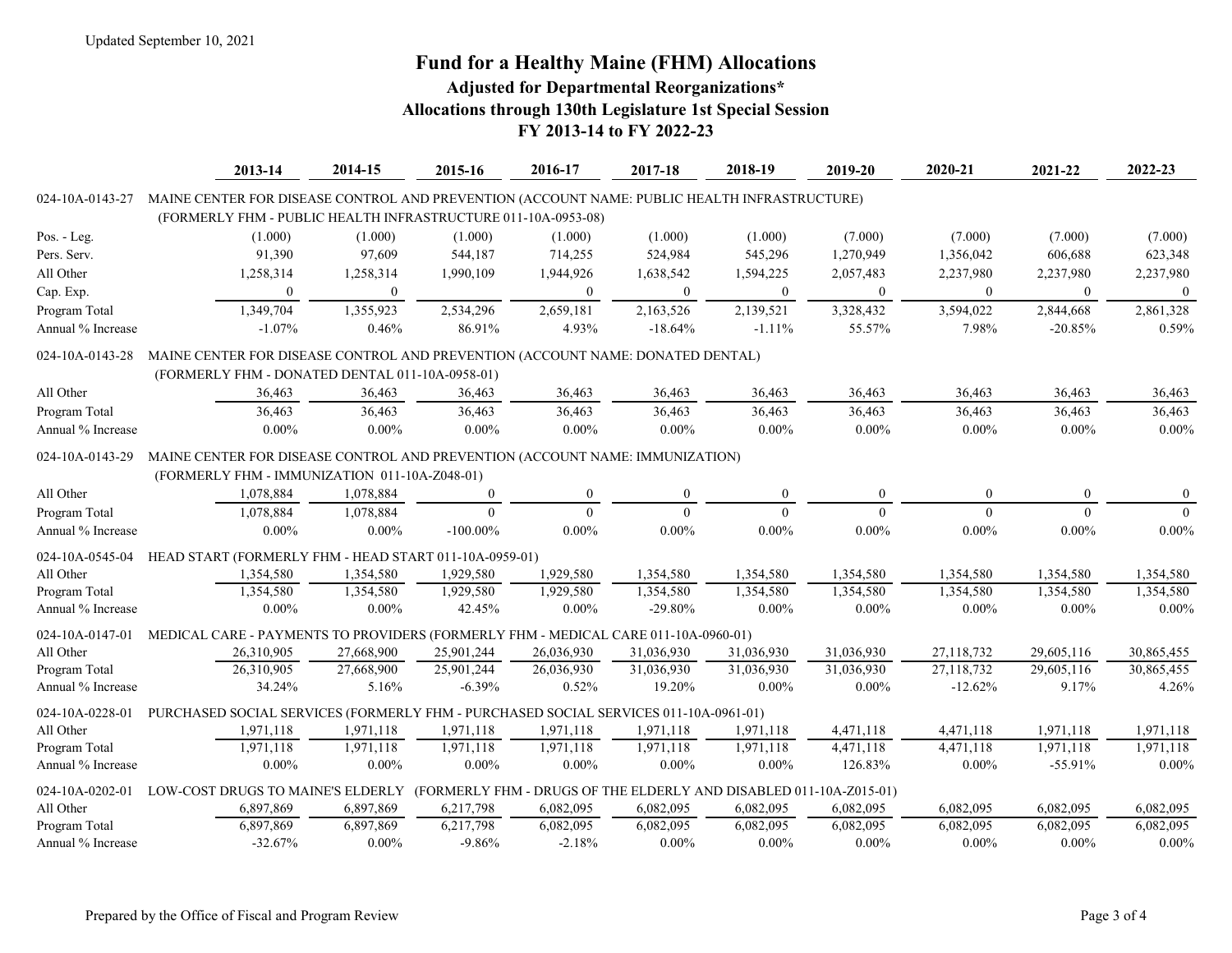Updated September 10, 2021

# Fund for a Healthy Maine (FHM) Allocations

## Adjusted for Departmental Reorganizations*

## Allocations through 130th Legislature 1st Special Session

## FY 2013-14 to FY 2022-23

| | 2013-14 | 2014-15 | 2015-16 | 2016-17 | 2017-18 | 2018-19 | 2019-20 | 2020-21 | 2021-22 | 2022-23 |
|---|---|---|---|---|---|---|---|---|---|---|
| 024-10A-0143-27 MAINE CENTER FOR DISEASE CONTROL AND PREVENTION (ACCOUNT NAME: PUBLIC HEALTH INFRASTRUCTURE) (FORMERLY FHM - PUBLIC HEALTH INFRASTRUCTURE 011-10A-0953-08) | | | | | | | | | | |
| Pos. - Leg. | (1.000) | (1.000) | (1.000) | (1.000) | (1.000) | (1.000) | (7.000) | (7.000) | (7.000) | (7.000) |
| Pers. Serv. | 91,390 | 97,609 | 544,187 | 714,255 | 524,984 | 545,296 | 1,270,949 | 1,356,042 | 606,688 | 623,348 |
| All Other | 1,258,314 | 1,258,314 | 1,990,109 | 1,944,926 | 1,638,542 | 1,594,225 | 2,057,483 | 2,237,980 | 2,237,980 | 2,237,980 |
| Cap. Exp. | 0 | 0 | | 0 | 0 | 0 | 0 | 0 | 0 | 0 |
| Program Total | 1,349,704 | 1,355,923 | 2,534,296 | 2,659,181 | 2,163,526 | 2,139,521 | 3,328,432 | 3,594,022 | 2,844,668 | 2,861,328 |
| Annual % Increase | -1.07% | 0.46% | 86.91% | 4.93% | -18.64% | -1.11% | 55.57% | 7.98% | -20.85% | 0.59% |
| 024-10A-0143-28 MAINE CENTER FOR DISEASE CONTROL AND PREVENTION (ACCOUNT NAME: DONATED DENTAL) (FORMERLY FHM - DONATED DENTAL 011-10A-0958-01) | | | | | | | | | | |
| All Other | 36,463 | 36,463 | 36,463 | 36,463 | 36,463 | 36,463 | 36,463 | 36,463 | 36,463 | 36,463 |
| Program Total | 36,463 | 36,463 | 36,463 | 36,463 | 36,463 | 36,463 | 36,463 | 36,463 | 36,463 | 36,463 |
| Annual % Increase | 0.00% | 0.00% | 0.00% | 0.00% | 0.00% | 0.00% | 0.00% | 0.00% | 0.00% | 0.00% |
| 024-10A-0143-29 MAINE CENTER FOR DISEASE CONTROL AND PREVENTION (ACCOUNT NAME: IMMUNIZATION) (FORMERLY FHM - IMMUNIZATION 011-10A-Z048-01) | | | | | | | | | | |
| All Other | 1,078,884 | 1,078,884 | 0 | 0 | 0 | 0 | 0 | 0 | 0 | 0 |
| Program Total | 1,078,884 | 1,078,884 | 0 | 0 | 0 | 0 | 0 | 0 | 0 | 0 |
| Annual % Increase | 0.00% | 0.00% | -100.00% | 0.00% | 0.00% | 0.00% | 0.00% | 0.00% | 0.00% | 0.00% |
| 024-10A-0545-04 HEAD START (FORMERLY FHM - HEAD START 011-10A-0959-01) | | | | | | | | | | |
| All Other | 1,354,580 | 1,354,580 | 1,929,580 | 1,929,580 | 1,354,580 | 1,354,580 | 1,354,580 | 1,354,580 | 1,354,580 | 1,354,580 |
| Program Total | 1,354,580 | 1,354,580 | 1,929,580 | 1,929,580 | 1,354,580 | 1,354,580 | 1,354,580 | 1,354,580 | 1,354,580 | 1,354,580 |
| Annual % Increase | 0.00% | 0.00% | 42.45% | 0.00% | -29.80% | 0.00% | 0.00% | 0.00% | 0.00% | 0.00% |
| 024-10A-0147-01 MEDICAL CARE - PAYMENTS TO PROVIDERS (FORMERLY FHM - MEDICAL CARE 011-10A-0960-01) | | | | | | | | | | |
| All Other | 26,310,905 | 27,668,900 | 25,901,244 | 26,036,930 | 31,036,930 | 31,036,930 | 31,036,930 | 27,118,732 | 29,605,116 | 30,865,455 |
| Program Total | 26,310,905 | 27,668,900 | 25,901,244 | 26,036,930 | 31,036,930 | 31,036,930 | 31,036,930 | 27,118,732 | 29,605,116 | 30,865,455 |
| Annual % Increase | 34.24% | 5.16% | -6.39% | 0.52% | 19.20% | 0.00% | 0.00% | -12.62% | 9.17% | 4.26% |
| 024-10A-0228-01 PURCHASED SOCIAL SERVICES (FORMERLY FHM - PURCHASED SOCIAL SERVICES 011-10A-0961-01) | | | | | | | | | | |
| All Other | 1,971,118 | 1,971,118 | 1,971,118 | 1,971,118 | 1,971,118 | 1,971,118 | 4,471,118 | 4,471,118 | 1,971,118 | 1,971,118 |
| Program Total | 1,971,118 | 1,971,118 | 1,971,118 | 1,971,118 | 1,971,118 | 1,971,118 | 4,471,118 | 4,471,118 | 1,971,118 | 1,971,118 |
| Annual % Increase | 0.00% | 0.00% | 0.00% | 0.00% | 0.00% | 0.00% | 126.83% | 0.00% | -55.91% | 0.00% |
| 024-10A-0202-01 LOW-COST DRUGS TO MAINE'S ELDERLY (FORMERLY FHM - DRUGS OF THE ELDERLY AND DISABLED 011-10A-Z015-01) | | | | | | | | | | |
| All Other | 6,897,869 | 6,897,869 | 6,217,798 | 6,082,095 | 6,082,095 | 6,082,095 | 6,082,095 | 6,082,095 | 6,082,095 | 6,082,095 |
| Program Total | 6,897,869 | 6,897,869 | 6,217,798 | 6,082,095 | 6,082,095 | 6,082,095 | 6,082,095 | 6,082,095 | 6,082,095 | 6,082,095 |
| Annual % Increase | -32.67% | 0.00% | -9.86% | -2.18% | 0.00% | 0.00% | 0.00% | 0.00% | 0.00% | 0.00% |

Prepared by the Office of Fiscal and Program Review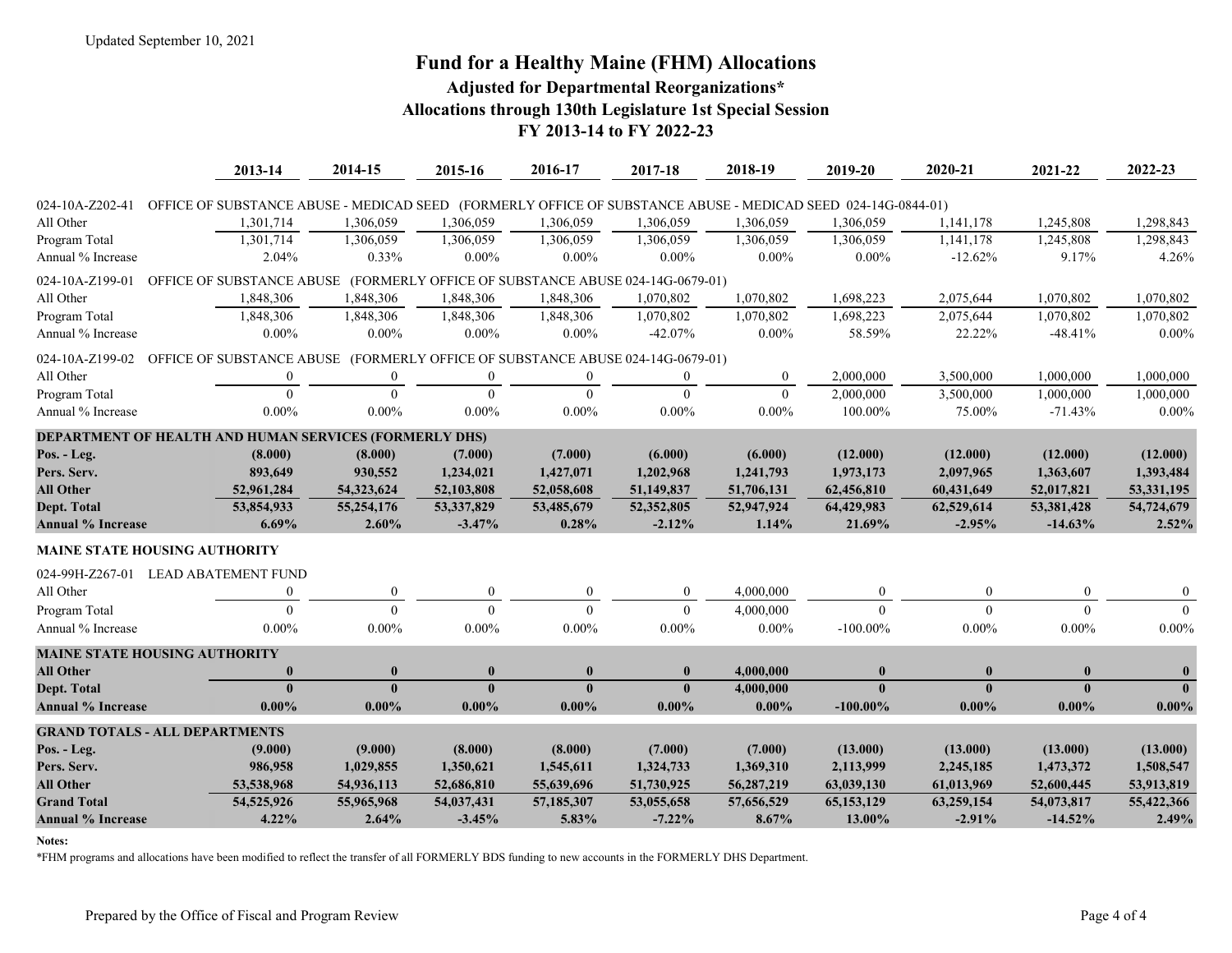Updated September 10, 2021

# Fund for a Healthy Maine (FHM) Allocations
## Adjusted for Departmental Reorganizations*
## Allocations through 130th Legislature 1st Special Session
## FY 2013-14 to FY 2022-23

| | 2013-14 | 2014-15 | 2015-16 | 2016-17 | 2017-18 | 2018-19 | 2019-20 | 2020-21 | 2021-22 | 2022-23 |
|---|---|---|---|---|---|---|---|---|---|---|
| 024-10A-Z202-41 OFFICE OF SUBSTANCE ABUSE - MEDICAD SEED (FORMERLY OFFICE OF SUBSTANCE ABUSE - MEDICAD SEED 024-14G-0844-01) | | | | | | | | | | |
| All Other | 1,301,714 | 1,306,059 | 1,306,059 | 1,306,059 | 1,306,059 | 1,306,059 | 1,306,059 | 1,141,178 | 1,245,808 | 1,298,843 |
| Program Total | 1,301,714 | 1,306,059 | 1,306,059 | 1,306,059 | 1,306,059 | 1,306,059 | 1,306,059 | 1,141,178 | 1,245,808 | 1,298,843 |
| Annual % Increase | 2.04% | 0.33% | 0.00% | 0.00% | 0.00% | 0.00% | 0.00% | -12.62% | 9.17% | 4.26% |
| 024-10A-Z199-01 OFFICE OF SUBSTANCE ABUSE (FORMERLY OFFICE OF SUBSTANCE ABUSE 024-14G-0679-01) | | | | | | | | | | |
| All Other | 1,848,306 | 1,848,306 | 1,848,306 | 1,848,306 | 1,070,802 | 1,070,802 | 1,698,223 | 2,075,644 | 1,070,802 | 1,070,802 |
| Program Total | 1,848,306 | 1,848,306 | 1,848,306 | 1,848,306 | 1,070,802 | 1,070,802 | 1,698,223 | 2,075,644 | 1,070,802 | 1,070,802 |
| Annual % Increase | 0.00% | 0.00% | 0.00% | 0.00% | -42.07% | 0.00% | 58.59% | 22.22% | -48.41% | 0.00% |
| 024-10A-Z199-02 OFFICE OF SUBSTANCE ABUSE (FORMERLY OFFICE OF SUBSTANCE ABUSE 024-14G-0679-01) | | | | | | | | | | |
| All Other | 0 | 0 | 0 | 0 | 0 | 0 | 2,000,000 | 3,500,000 | 1,000,000 | 1,000,000 |
| Program Total | 0 | 0 | 0 | 0 | 0 | 0 | 2,000,000 | 3,500,000 | 1,000,000 | 1,000,000 |
| Annual % Increase | 0.00% | 0.00% | 0.00% | 0.00% | 0.00% | 0.00% | 100.00% | 75.00% | -71.43% | 0.00% |
| **DEPARTMENT OF HEALTH AND HUMAN SERVICES (FORMERLY DHS)** | | | | | | | | | | |
| **Pos. - Leg.** | **(8.000)** | **(8.000)** | **(7.000)** | **(7.000)** | **(6.000)** | **(6.000)** | **(12.000)** | **(12.000)** | **(12.000)** | **(12.000)** |
| **Pers. Serv.** | **893,649** | **930,552** | **1,234,021** | **1,427,071** | **1,202,968** | **1,241,793** | **1,973,173** | **2,097,965** | **1,363,607** | **1,393,484** |
| **All Other** | **52,961,284** | **54,323,624** | **52,103,808** | **52,058,608** | **51,149,837** | **51,706,131** | **62,456,810** | **60,431,649** | **52,017,821** | **53,331,195** |
| **Dept. Total** | **53,854,933** | **55,254,176** | **53,337,829** | **53,485,679** | **52,352,805** | **52,947,924** | **64,429,983** | **62,529,614** | **53,381,428** | **54,724,679** |
| **Annual % Increase** | **6.69%** | **2.60%** | **-3.47%** | **0.28%** | **-2.12%** | **1.14%** | **21.69%** | **-2.95%** | **-14.63%** | **2.52%** |
| **MAINE STATE HOUSING AUTHORITY** | | | | | | | | | | |
| 024-99H-Z267-01 LEAD ABATEMENT FUND | | | | | | | | | | |
| All Other | 0 | 0 | 0 | 0 | 0 | 4,000,000 | 0 | 0 | 0 | 0 |
| Program Total | 0 | 0 | 0 | 0 | 0 | 4,000,000 | 0 | 0 | 0 | 0 |
| Annual % Increase | 0.00% | 0.00% | 0.00% | 0.00% | 0.00% | 0.00% | -100.00% | 0.00% | 0.00% | 0.00% |
| **MAINE STATE HOUSING AUTHORITY** | | | | | | | | | | |
| **All Other** | **0** | **0** | **0** | **0** | **0** | **4,000,000** | **0** | **0** | **0** | **0** |
| **Dept. Total** | **0** | **0** | **0** | **0** | **0** | **4,000,000** | **0** | **0** | **0** | **0** |
| **Annual % Increase** | **0.00%** | **0.00%** | **0.00%** | **0.00%** | **0.00%** | **0.00%** | **-100.00%** | **0.00%** | **0.00%** | **0.00%** |
| **GRAND TOTALS - ALL DEPARTMENTS** | | | | | | | | | | |
| **Pos. - Leg.** | **(9.000)** | **(9.000)** | **(8.000)** | **(8.000)** | **(7.000)** | **(7.000)** | **(13.000)** | **(13.000)** | **(13.000)** | **(13.000)** |
| **Pers. Serv.** | **986,958** | **1,029,855** | **1,350,621** | **1,545,611** | **1,324,733** | **1,369,310** | **2,113,999** | **2,245,185** | **1,473,372** | **1,508,547** |
| **All Other** | **53,538,968** | **54,936,113** | **52,686,810** | **55,639,696** | **51,730,925** | **56,287,219** | **63,039,130** | **61,013,969** | **52,600,445** | **53,913,819** |
| **Grand Total** | **54,525,926** | **55,965,968** | **54,037,431** | **57,185,307** | **53,055,658** | **57,656,529** | **65,153,129** | **63,259,154** | **54,073,817** | **55,422,366** |
| **Annual % Increase** | **4.22%** | **2.64%** | **-3.45%** | **5.83%** | **-7.22%** | **8.67%** | **13.00%** | **-2.91%** | **-14.52%** | **2.49%** |

**Notes:**

*FHM programs and allocations have been modified to reflect the transfer of all FORMERLY BDS funding to new accounts in the FORMERLY DHS Department.

Prepared by the Office of Fiscal and Program Review